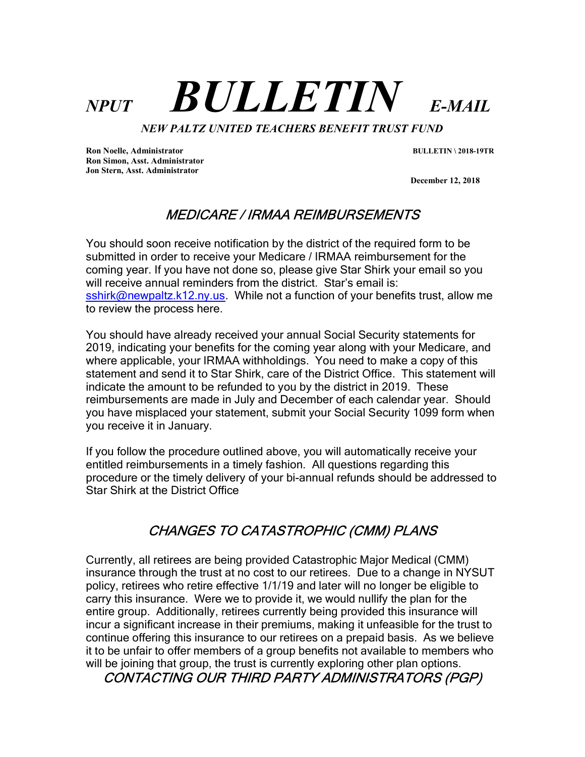# *NPUT* ***BULLETIN*** *E-MAIL*

***NEW PALTZ UNITED TEACHERS BENEFIT TRUST FUND***

**Ron Noelle, Administrator**
**Ron Simon, Asst. Administrator**
**Jon Stern, Asst. Administrator**

**BULLETIN \ 2018-19TR**

**December 12, 2018**

## *MEDICARE / IRMAA REIMBURSEMENTS*

You should soon receive notification by the district of the required form to be submitted in order to receive your Medicare / IRMAA reimbursement for the coming year. If you have not done so, please give Star Shirk your email so you will receive annual reminders from the district. Star's email is: sshirk@newpaltz.k12.ny.us. While not a function of your benefits trust, allow me to review the process here.

You should have already received your annual Social Security statements for 2019, indicating your benefits for the coming year along with your Medicare, and where applicable, your IRMAA withholdings. You need to make a copy of this statement and send it to Star Shirk, care of the District Office. This statement will indicate the amount to be refunded to you by the district in 2019. These reimbursements are made in July and December of each calendar year. Should you have misplaced your statement, submit your Social Security 1099 form when you receive it in January.

If you follow the procedure outlined above, you will automatically receive your entitled reimbursements in a timely fashion. All questions regarding this procedure or the timely delivery of your bi-annual refunds should be addressed to Star Shirk at the District Office

## *CHANGES TO CATASTROPHIC (CMM) PLANS*

Currently, all retirees are being provided Catastrophic Major Medical (CMM) insurance through the trust at no cost to our retirees. Due to a change in NYSUT policy, retirees who retire effective 1/1/19 and later will no longer be eligible to carry this insurance. Were we to provide it, we would nullify the plan for the entire group. Additionally, retirees currently being provided this insurance will incur a significant increase in their premiums, making it unfeasible for the trust to continue offering this insurance to our retirees on a prepaid basis. As we believe it to be unfair to offer members of a group benefits not available to members who will be joining that group, the trust is currently exploring other plan options.

## *CONTACTING OUR THIRD PARTY ADMINISTRATORS (PGP)*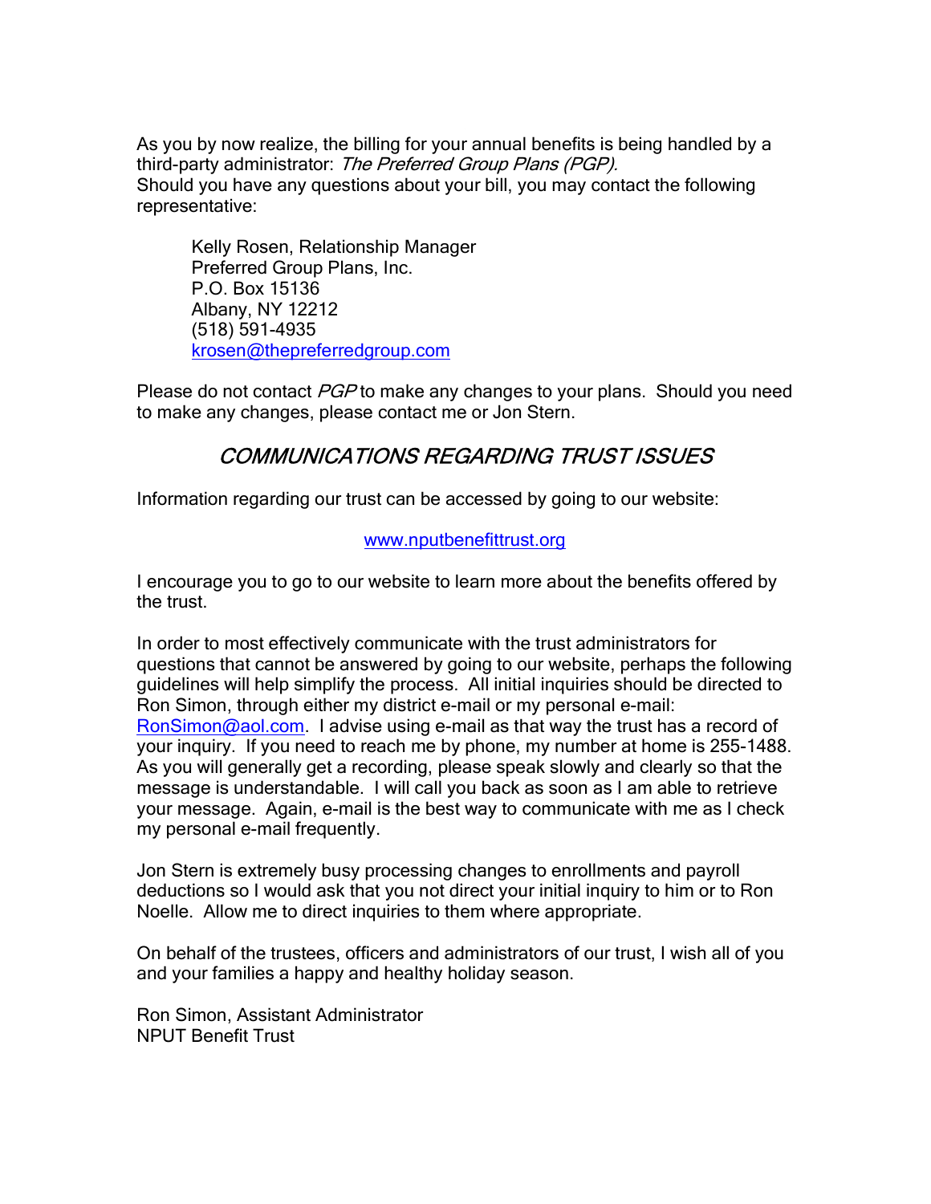As you by now realize, the billing for your annual benefits is being handled by a third-party administrator: *The Preferred Group Plans (PGP).*
Should you have any questions about your bill, you may contact the following representative:

> Kelly Rosen, Relationship Manager
> Preferred Group Plans, Inc.
> P.O. Box 15136
> Albany, NY 12212
> (518) 591-4935
> krosen@thepreferredgroup.com

Please do not contact *PGP* to make any changes to your plans. Should you need to make any changes, please contact me or Jon Stern.

## *COMMUNICATIONS REGARDING TRUST ISSUES*

Information regarding our trust can be accessed by going to our website:

www.nputbenefittrust.org

I encourage you to go to our website to learn more about the benefits offered by the trust.

In order to most effectively communicate with the trust administrators for questions that cannot be answered by going to our website, perhaps the following guidelines will help simplify the process. All initial inquiries should be directed to Ron Simon, through either my district e-mail or my personal e-mail: RonSimon@aol.com. I advise using e-mail as that way the trust has a record of your inquiry. If you need to reach me by phone, my number at home is 255-1488. As you will generally get a recording, please speak slowly and clearly so that the message is understandable. I will call you back as soon as I am able to retrieve your message. Again, e-mail is the best way to communicate with me as I check my personal e-mail frequently.

Jon Stern is extremely busy processing changes to enrollments and payroll deductions so I would ask that you not direct your initial inquiry to him or to Ron Noelle. Allow me to direct inquiries to them where appropriate.

On behalf of the trustees, officers and administrators of our trust, I wish all of you and your families a happy and healthy holiday season.

Ron Simon, Assistant Administrator
NPUT Benefit Trust